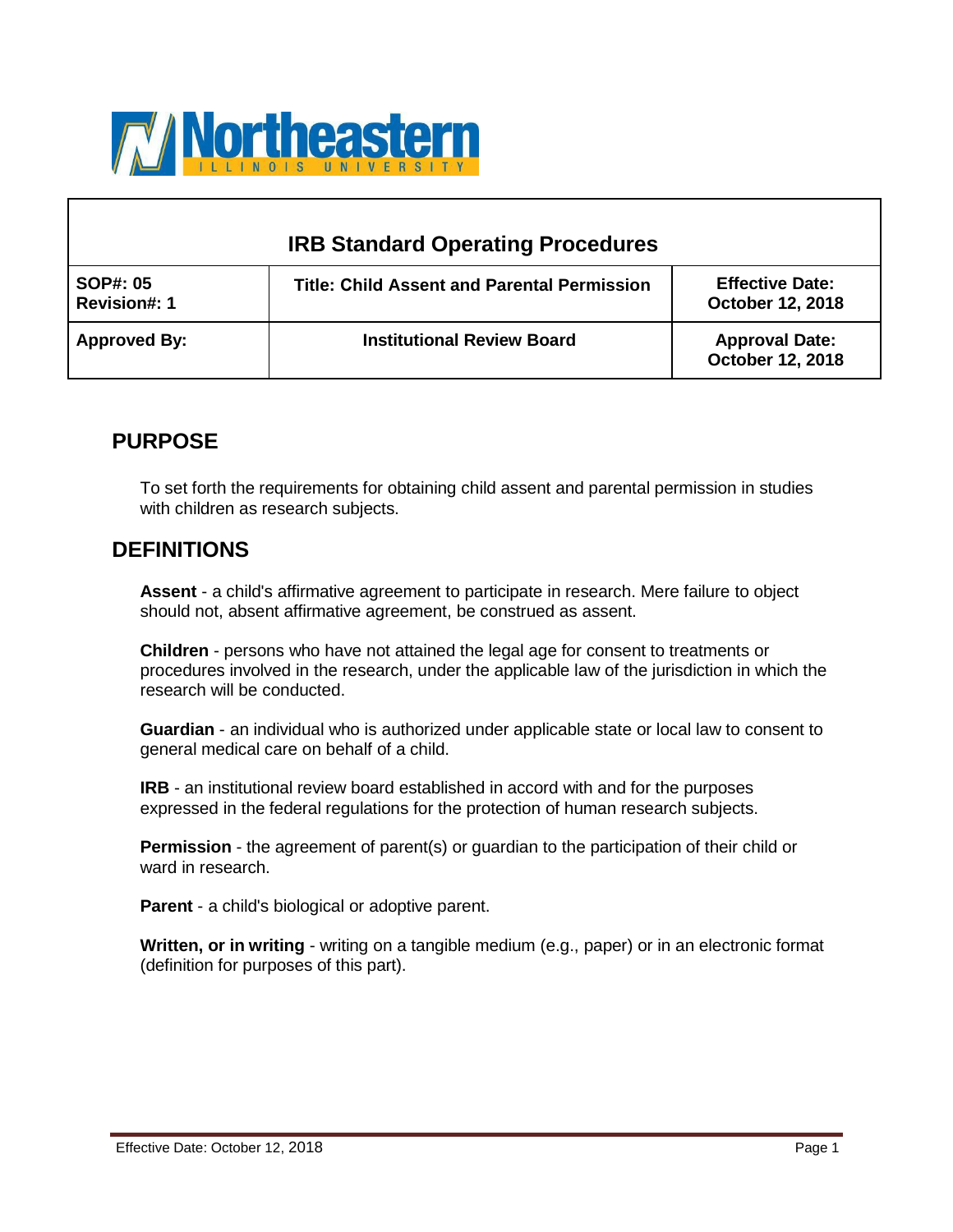Northeastern Illinois University

| IRB Standard Operating Procedures | | |
|---|---|---|
| **SOP#: 05**<br>**Revision#: 1** | **Title: Child Assent and Parental Permission** | **Effective Date:**<br>**October 12, 2018** |
| **Approved By:** | **Institutional Review Board** | **Approval Date:**<br>**October 12, 2018** |

## PURPOSE

To set forth the requirements for obtaining child assent and parental permission in studies with children as research subjects.

## DEFINITIONS

**Assent** - a child's affirmative agreement to participate in research. Mere failure to object should not, absent affirmative agreement, be construed as assent.

**Children** - persons who have not attained the legal age for consent to treatments or procedures involved in the research, under the applicable law of the jurisdiction in which the research will be conducted.

**Guardian** - an individual who is authorized under applicable state or local law to consent to general medical care on behalf of a child.

**IRB** - an institutional review board established in accord with and for the purposes expressed in the federal regulations for the protection of human research subjects.

**Permission** - the agreement of parent(s) or guardian to the participation of their child or ward in research.

**Parent** - a child's biological or adoptive parent.

**Written, or in writing** - writing on a tangible medium (e.g., paper) or in an electronic format (definition for purposes of this part).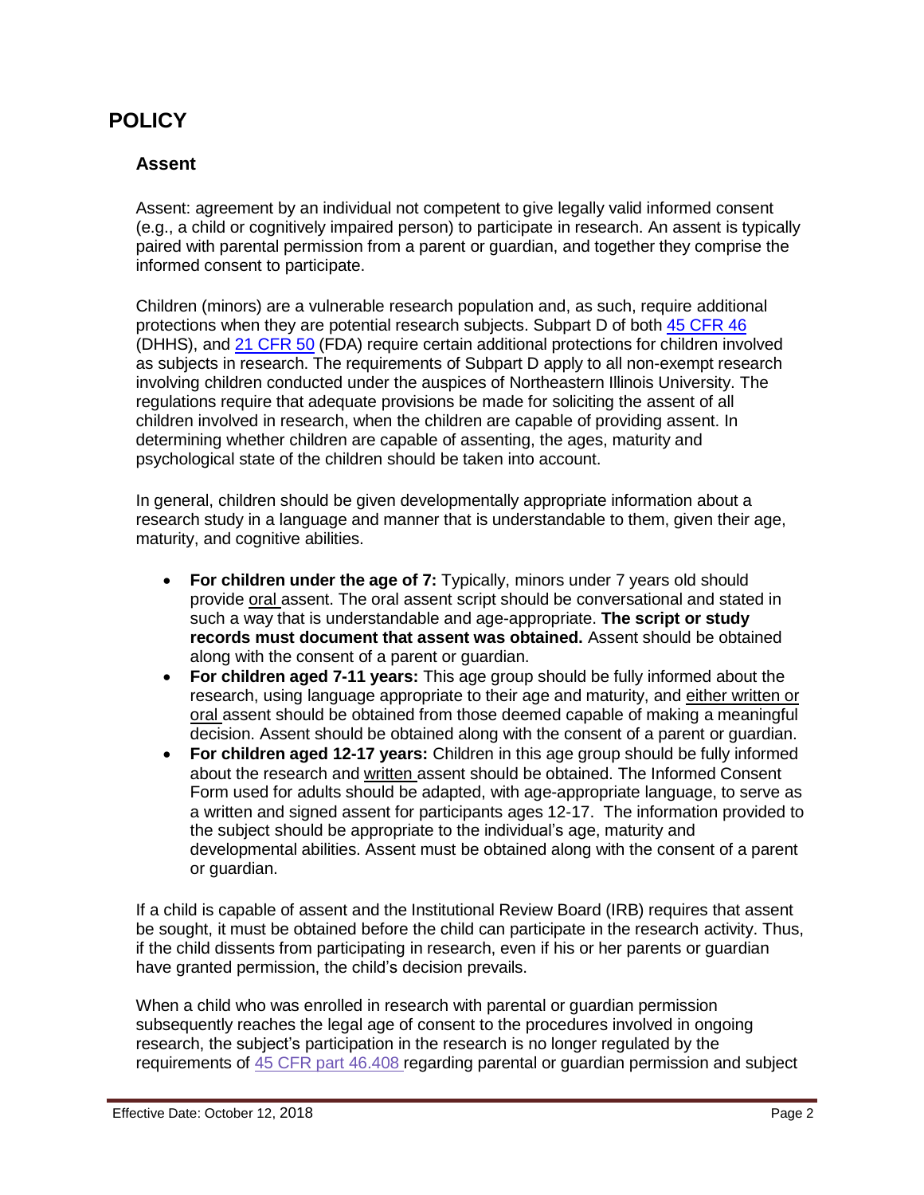## POLICY

### Assent

Assent: agreement by an individual not competent to give legally valid informed consent (e.g., a child or cognitively impaired person) to participate in research. An assent is typically paired with parental permission from a parent or guardian, and together they comprise the informed consent to participate.

Children (minors) are a vulnerable research population and, as such, require additional protections when they are potential research subjects. Subpart D of both [45 CFR 46](45 CFR 46) (DHHS), and [21 CFR 50](21 CFR 50) (FDA) require certain additional protections for children involved as subjects in research. The requirements of Subpart D apply to all non-exempt research involving children conducted under the auspices of Northeastern Illinois University. The regulations require that adequate provisions be made for soliciting the assent of all children involved in research, when the children are capable of providing assent. In determining whether children are capable of assenting, the ages, maturity and psychological state of the children should be taken into account.

In general, children should be given developmentally appropriate information about a research study in a language and manner that is understandable to them, given their age, maturity, and cognitive abilities.

- **For children under the age of 7:** Typically, minors under 7 years old should provide oral assent. The oral assent script should be conversational and stated in such a way that is understandable and age-appropriate. **The script or study records must document that assent was obtained.** Assent should be obtained along with the consent of a parent or guardian.
- **For children aged 7-11 years:** This age group should be fully informed about the research, using language appropriate to their age and maturity, and either written or oral assent should be obtained from those deemed capable of making a meaningful decision. Assent should be obtained along with the consent of a parent or guardian.
- **For children aged 12-17 years:** Children in this age group should be fully informed about the research and written assent should be obtained. The Informed Consent Form used for adults should be adapted, with age-appropriate language, to serve as a written and signed assent for participants ages 12-17. The information provided to the subject should be appropriate to the individual's age, maturity and developmental abilities. Assent must be obtained along with the consent of a parent or guardian.

If a child is capable of assent and the Institutional Review Board (IRB) requires that assent be sought, it must be obtained before the child can participate in the research activity. Thus, if the child dissents from participating in research, even if his or her parents or guardian have granted permission, the child's decision prevails.

When a child who was enrolled in research with parental or guardian permission subsequently reaches the legal age of consent to the procedures involved in ongoing research, the subject's participation in the research is no longer regulated by the requirements of [45 CFR part 46.408](45 CFR part 46.408) regarding parental or guardian permission and subject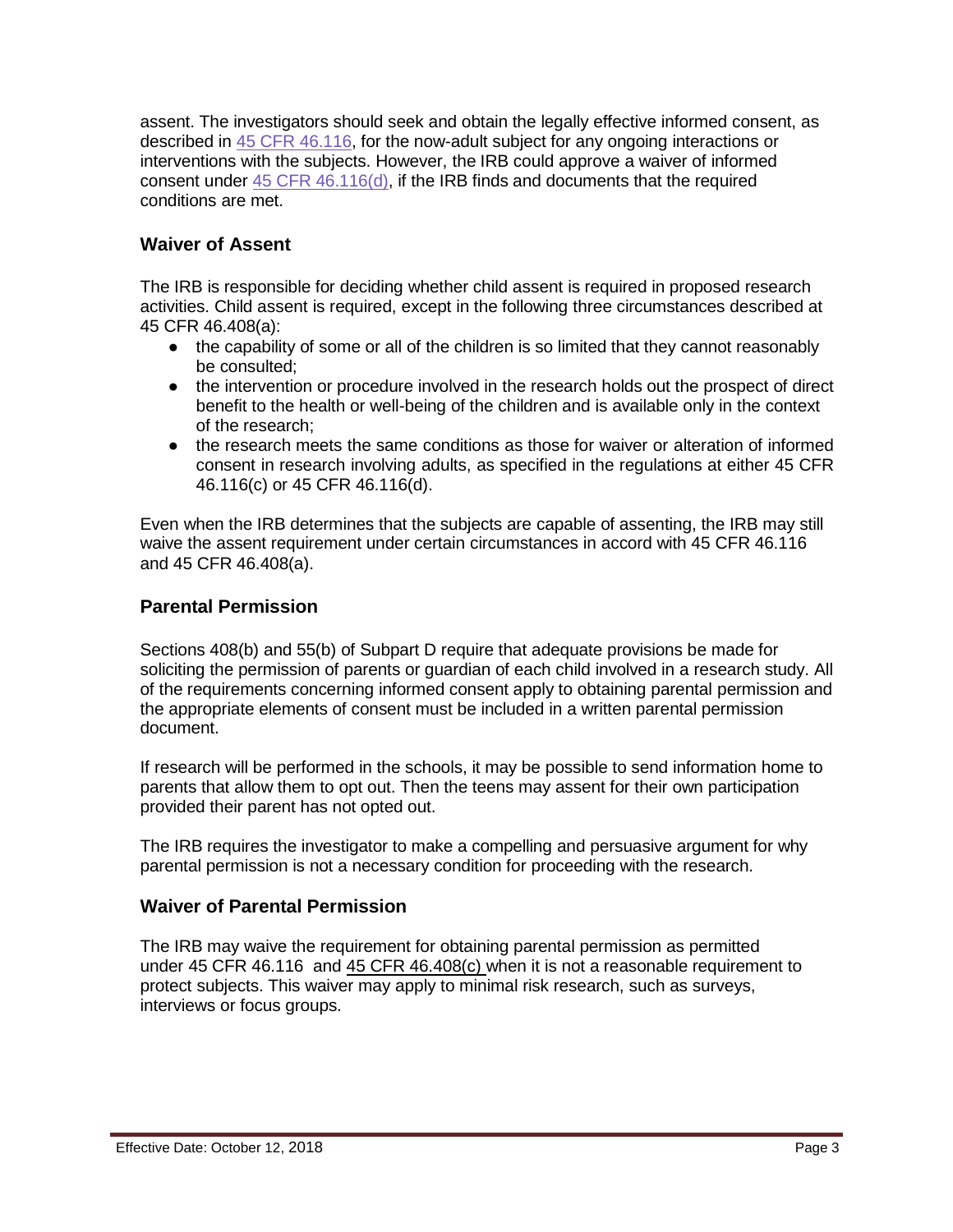assent. The investigators should seek and obtain the legally effective informed consent, as described in 45 CFR 46.116, for the now-adult subject for any ongoing interactions or interventions with the subjects. However, the IRB could approve a waiver of informed consent under 45 CFR 46.116(d), if the IRB finds and documents that the required conditions are met.

## Waiver of Assent

The IRB is responsible for deciding whether child assent is required in proposed research activities. Child assent is required, except in the following three circumstances described at 45 CFR 46.408(a):

- the capability of some or all of the children is so limited that they cannot reasonably be consulted;
- the intervention or procedure involved in the research holds out the prospect of direct benefit to the health or well-being of the children and is available only in the context of the research;
- the research meets the same conditions as those for waiver or alteration of informed consent in research involving adults, as specified in the regulations at either 45 CFR 46.116(c) or 45 CFR 46.116(d).

Even when the IRB determines that the subjects are capable of assenting, the IRB may still waive the assent requirement under certain circumstances in accord with 45 CFR 46.116 and 45 CFR 46.408(a).

## Parental Permission

Sections 408(b) and 55(b) of Subpart D require that adequate provisions be made for soliciting the permission of parents or guardian of each child involved in a research study. All of the requirements concerning informed consent apply to obtaining parental permission and the appropriate elements of consent must be included in a written parental permission document.

If research will be performed in the schools, it may be possible to send information home to parents that allow them to opt out. Then the teens may assent for their own participation provided their parent has not opted out.

The IRB requires the investigator to make a compelling and persuasive argument for why parental permission is not a necessary condition for proceeding with the research.

## Waiver of Parental Permission

The IRB may waive the requirement for obtaining parental permission as permitted under 45 CFR 46.116 and 45 CFR 46.408(c) when it is not a reasonable requirement to protect subjects. This waiver may apply to minimal risk research, such as surveys, interviews or focus groups.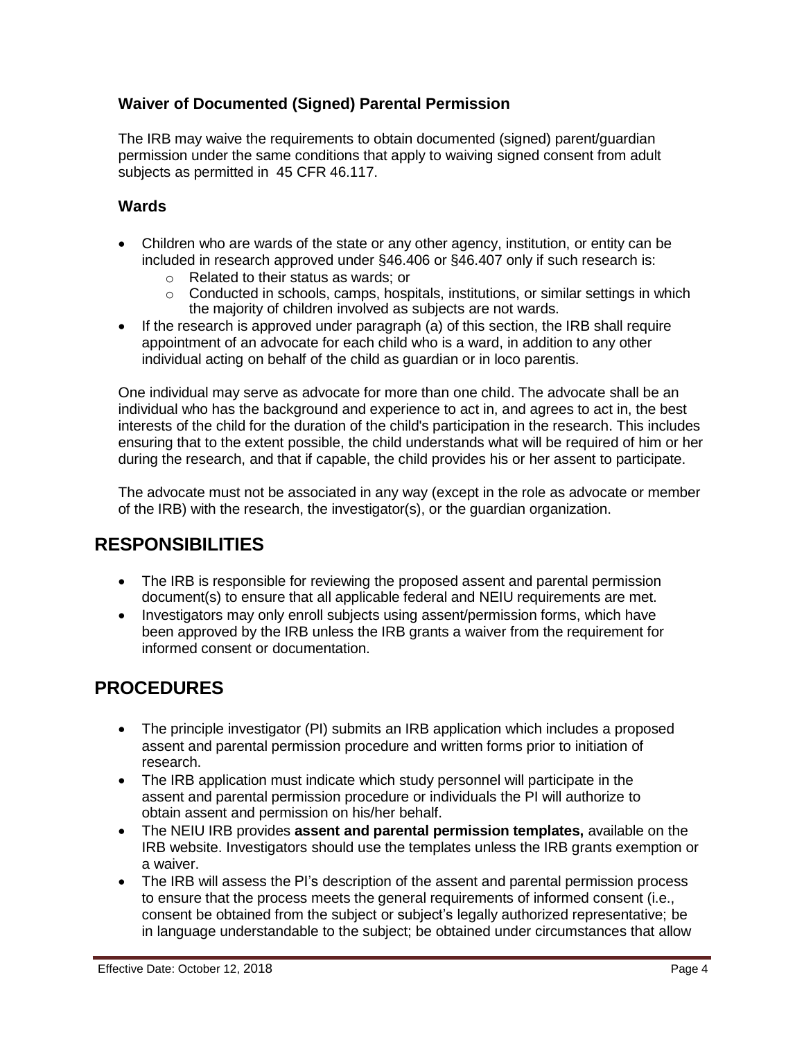### Waiver of Documented (Signed) Parental Permission

The IRB may waive the requirements to obtain documented (signed) parent/guardian permission under the same conditions that apply to waiving signed consent from adult subjects as permitted in 45 CFR 46.117.

### Wards

- Children who are wards of the state or any other agency, institution, or entity can be included in research approved under §46.406 or §46.407 only if such research is:
  - Related to their status as wards; or
  - Conducted in schools, camps, hospitals, institutions, or similar settings in which the majority of children involved as subjects are not wards.
- If the research is approved under paragraph (a) of this section, the IRB shall require appointment of an advocate for each child who is a ward, in addition to any other individual acting on behalf of the child as guardian or in loco parentis.

One individual may serve as advocate for more than one child. The advocate shall be an individual who has the background and experience to act in, and agrees to act in, the best interests of the child for the duration of the child's participation in the research. This includes ensuring that to the extent possible, the child understands what will be required of him or her during the research, and that if capable, the child provides his or her assent to participate.

The advocate must not be associated in any way (except in the role as advocate or member of the IRB) with the research, the investigator(s), or the guardian organization.

## RESPONSIBILITIES

- The IRB is responsible for reviewing the proposed assent and parental permission document(s) to ensure that all applicable federal and NEIU requirements are met.
- Investigators may only enroll subjects using assent/permission forms, which have been approved by the IRB unless the IRB grants a waiver from the requirement for informed consent or documentation.

## PROCEDURES

- The principle investigator (PI) submits an IRB application which includes a proposed assent and parental permission procedure and written forms prior to initiation of research.
- The IRB application must indicate which study personnel will participate in the assent and parental permission procedure or individuals the PI will authorize to obtain assent and permission on his/her behalf.
- The NEIU IRB provides **assent and parental permission templates,** available on the IRB website. Investigators should use the templates unless the IRB grants exemption or a waiver.
- The IRB will assess the PI's description of the assent and parental permission process to ensure that the process meets the general requirements of informed consent (i.e., consent be obtained from the subject or subject's legally authorized representative; be in language understandable to the subject; be obtained under circumstances that allow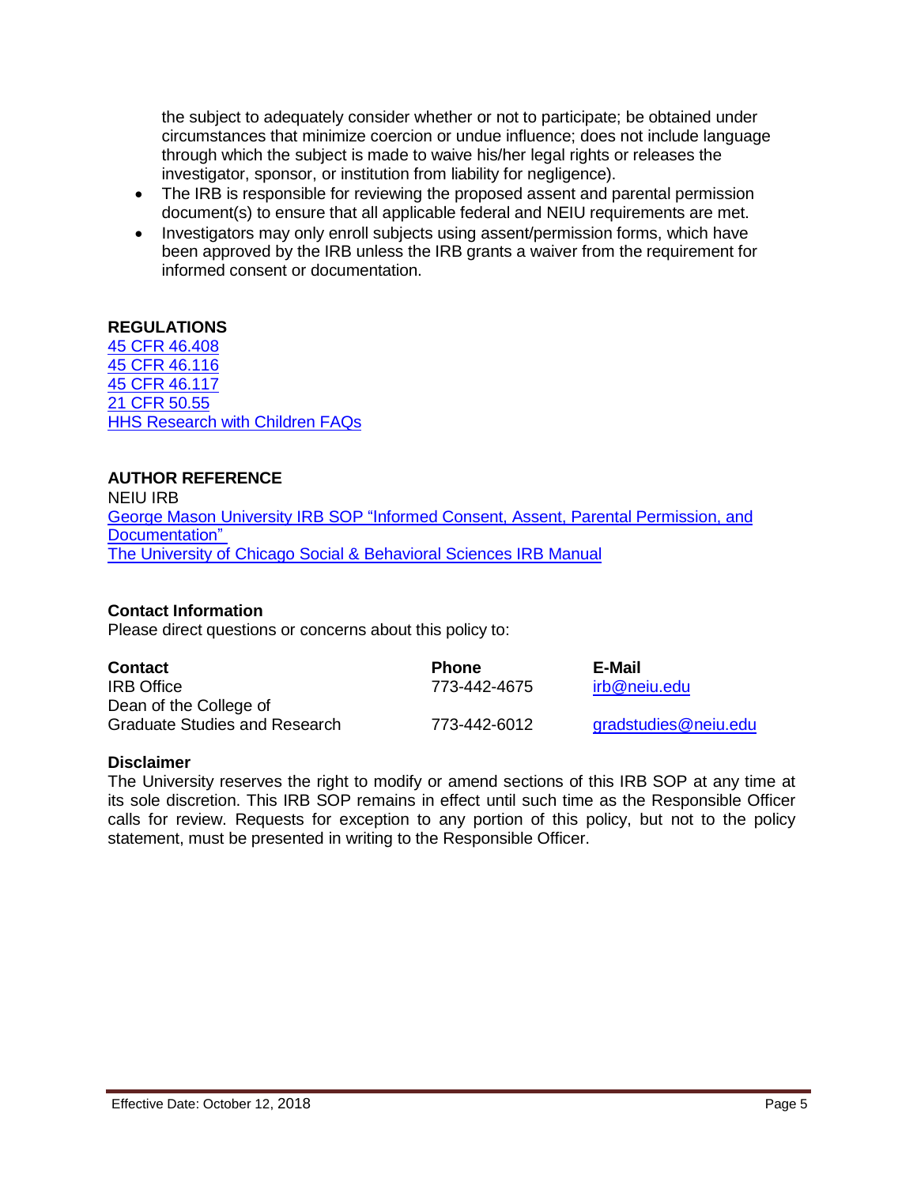the subject to adequately consider whether or not to participate; be obtained under circumstances that minimize coercion or undue influence; does not include language through which the subject is made to waive his/her legal rights or releases the investigator, sponsor, or institution from liability for negligence).

- The IRB is responsible for reviewing the proposed assent and parental permission document(s) to ensure that all applicable federal and NEIU requirements are met.
- Investigators may only enroll subjects using assent/permission forms, which have been approved by the IRB unless the IRB grants a waiver from the requirement for informed consent or documentation.

**REGULATIONS**

45 CFR 46.408
45 CFR 46.116
45 CFR 46.117
21 CFR 50.55
HHS Research with Children FAQs

**AUTHOR REFERENCE**

NEIU IRB
George Mason University IRB SOP "Informed Consent, Assent, Parental Permission, and Documentation"
The University of Chicago Social & Behavioral Sciences IRB Manual

**Contact Information**

Please direct questions or concerns about this policy to:

| Contact | Phone | E-Mail |
|---|---|---|
| IRB Office | 773-442-4675 | irb@neiu.edu |
| Dean of the College of Graduate Studies and Research | 773-442-6012 | gradstudies@neiu.edu |

**Disclaimer**

The University reserves the right to modify or amend sections of this IRB SOP at any time at its sole discretion. This IRB SOP remains in effect until such time as the Responsible Officer calls for review. Requests for exception to any portion of this policy, but not to the policy statement, must be presented in writing to the Responsible Officer.